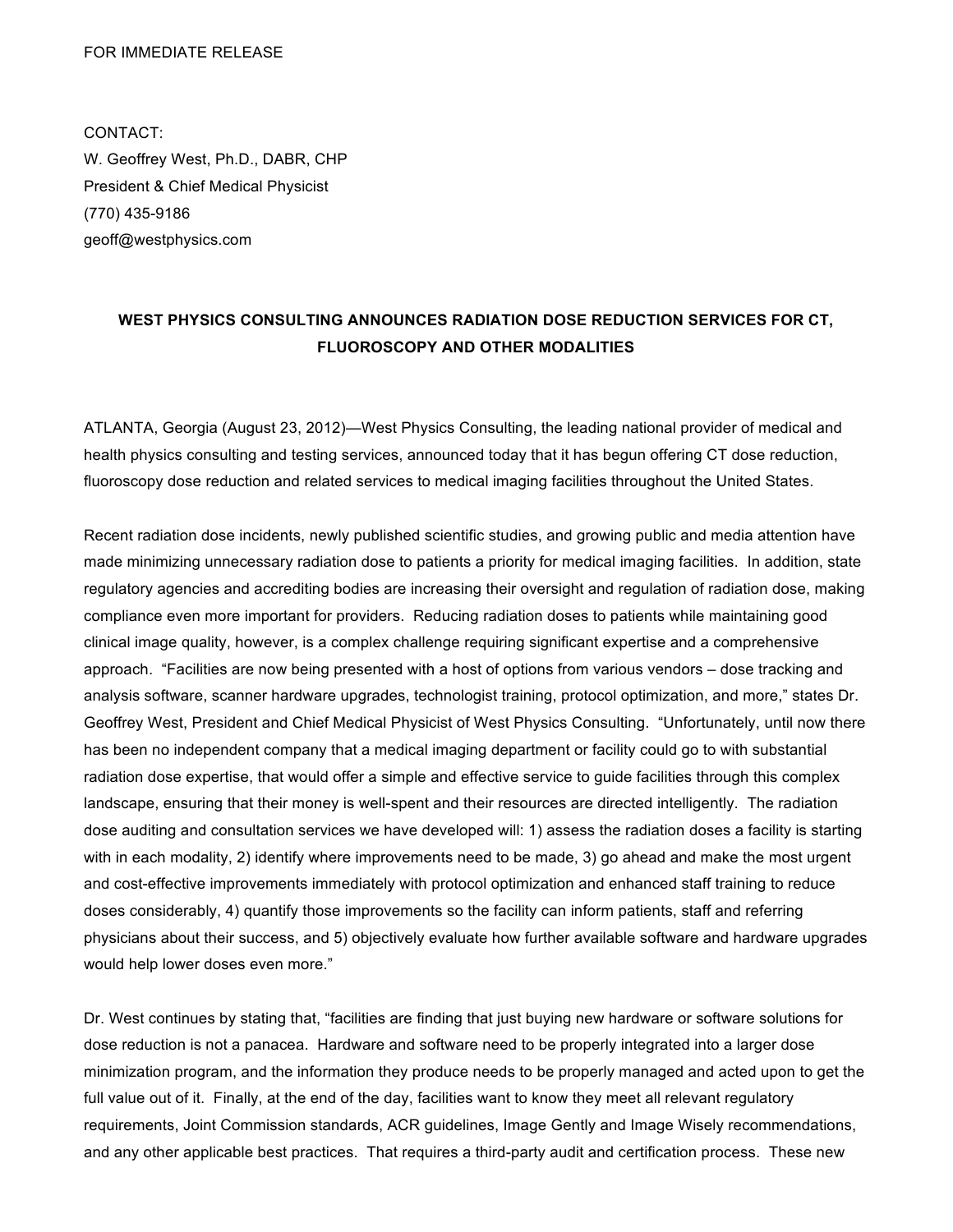FOR IMMEDIATE RELEASE

CONTACT:
W. Geoffrey West, Ph.D., DABR, CHP
President & Chief Medical Physicist
(770) 435-9186
geoff@westphysics.com

**WEST PHYSICS CONSULTING ANNOUNCES RADIATION DOSE REDUCTION SERVICES FOR CT, FLUOROSCOPY AND OTHER MODALITIES**

ATLANTA, Georgia (August 23, 2012)—West Physics Consulting, the leading national provider of medical and health physics consulting and testing services, announced today that it has begun offering CT dose reduction, fluoroscopy dose reduction and related services to medical imaging facilities throughout the United States.

Recent radiation dose incidents, newly published scientific studies, and growing public and media attention have made minimizing unnecessary radiation dose to patients a priority for medical imaging facilities. In addition, state regulatory agencies and accrediting bodies are increasing their oversight and regulation of radiation dose, making compliance even more important for providers. Reducing radiation doses to patients while maintaining good clinical image quality, however, is a complex challenge requiring significant expertise and a comprehensive approach. "Facilities are now being presented with a host of options from various vendors – dose tracking and analysis software, scanner hardware upgrades, technologist training, protocol optimization, and more," states Dr. Geoffrey West, President and Chief Medical Physicist of West Physics Consulting. "Unfortunately, until now there has been no independent company that a medical imaging department or facility could go to with substantial radiation dose expertise, that would offer a simple and effective service to guide facilities through this complex landscape, ensuring that their money is well-spent and their resources are directed intelligently. The radiation dose auditing and consultation services we have developed will: 1) assess the radiation doses a facility is starting with in each modality, 2) identify where improvements need to be made, 3) go ahead and make the most urgent and cost-effective improvements immediately with protocol optimization and enhanced staff training to reduce doses considerably, 4) quantify those improvements so the facility can inform patients, staff and referring physicians about their success, and 5) objectively evaluate how further available software and hardware upgrades would help lower doses even more."

Dr. West continues by stating that, "facilities are finding that just buying new hardware or software solutions for dose reduction is not a panacea. Hardware and software need to be properly integrated into a larger dose minimization program, and the information they produce needs to be properly managed and acted upon to get the full value out of it. Finally, at the end of the day, facilities want to know they meet all relevant regulatory requirements, Joint Commission standards, ACR guidelines, Image Gently and Image Wisely recommendations, and any other applicable best practices. That requires a third-party audit and certification process. These new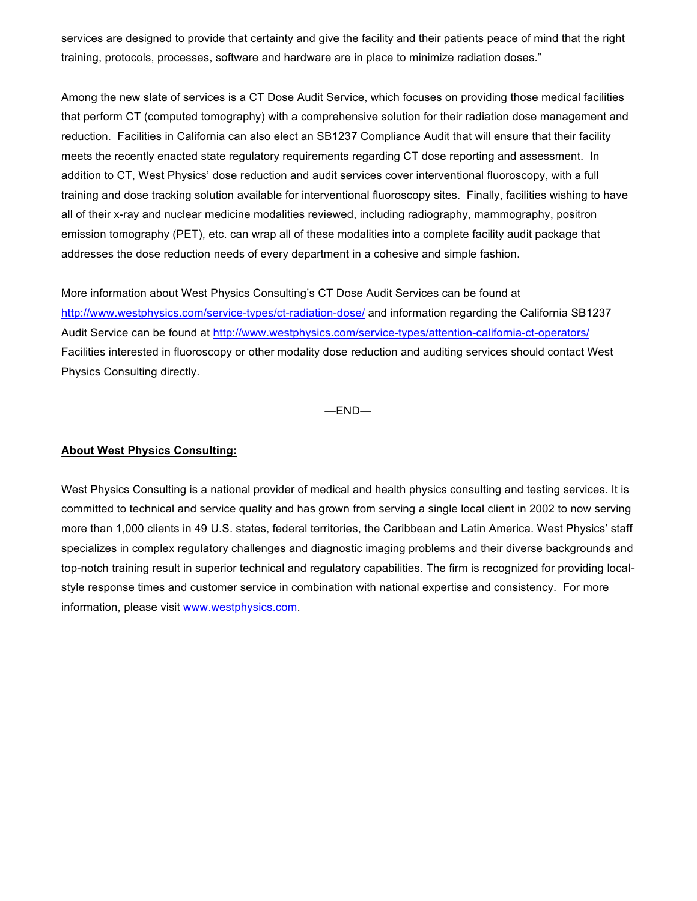services are designed to provide that certainty and give the facility and their patients peace of mind that the right training, protocols, processes, software and hardware are in place to minimize radiation doses."

Among the new slate of services is a CT Dose Audit Service, which focuses on providing those medical facilities that perform CT (computed tomography) with a comprehensive solution for their radiation dose management and reduction.  Facilities in California can also elect an SB1237 Compliance Audit that will ensure that their facility meets the recently enacted state regulatory requirements regarding CT dose reporting and assessment.  In addition to CT, West Physics' dose reduction and audit services cover interventional fluoroscopy, with a full training and dose tracking solution available for interventional fluoroscopy sites.  Finally, facilities wishing to have all of their x-ray and nuclear medicine modalities reviewed, including radiography, mammography, positron emission tomography (PET), etc. can wrap all of these modalities into a complete facility audit package that addresses the dose reduction needs of every department in a cohesive and simple fashion.

More information about West Physics Consulting's CT Dose Audit Services can be found at http://www.westphysics.com/service-types/ct-radiation-dose/ and information regarding the California SB1237 Audit Service can be found at http://www.westphysics.com/service-types/attention-california-ct-operators/ Facilities interested in fluoroscopy or other modality dose reduction and auditing services should contact West Physics Consulting directly.

—END—

**About West Physics Consulting:**

West Physics Consulting is a national provider of medical and health physics consulting and testing services. It is committed to technical and service quality and has grown from serving a single local client in 2002 to now serving more than 1,000 clients in 49 U.S. states, federal territories, the Caribbean and Latin America. West Physics' staff specializes in complex regulatory challenges and diagnostic imaging problems and their diverse backgrounds and top-notch training result in superior technical and regulatory capabilities. The firm is recognized for providing local-style response times and customer service in combination with national expertise and consistency.  For more information, please visit www.westphysics.com.